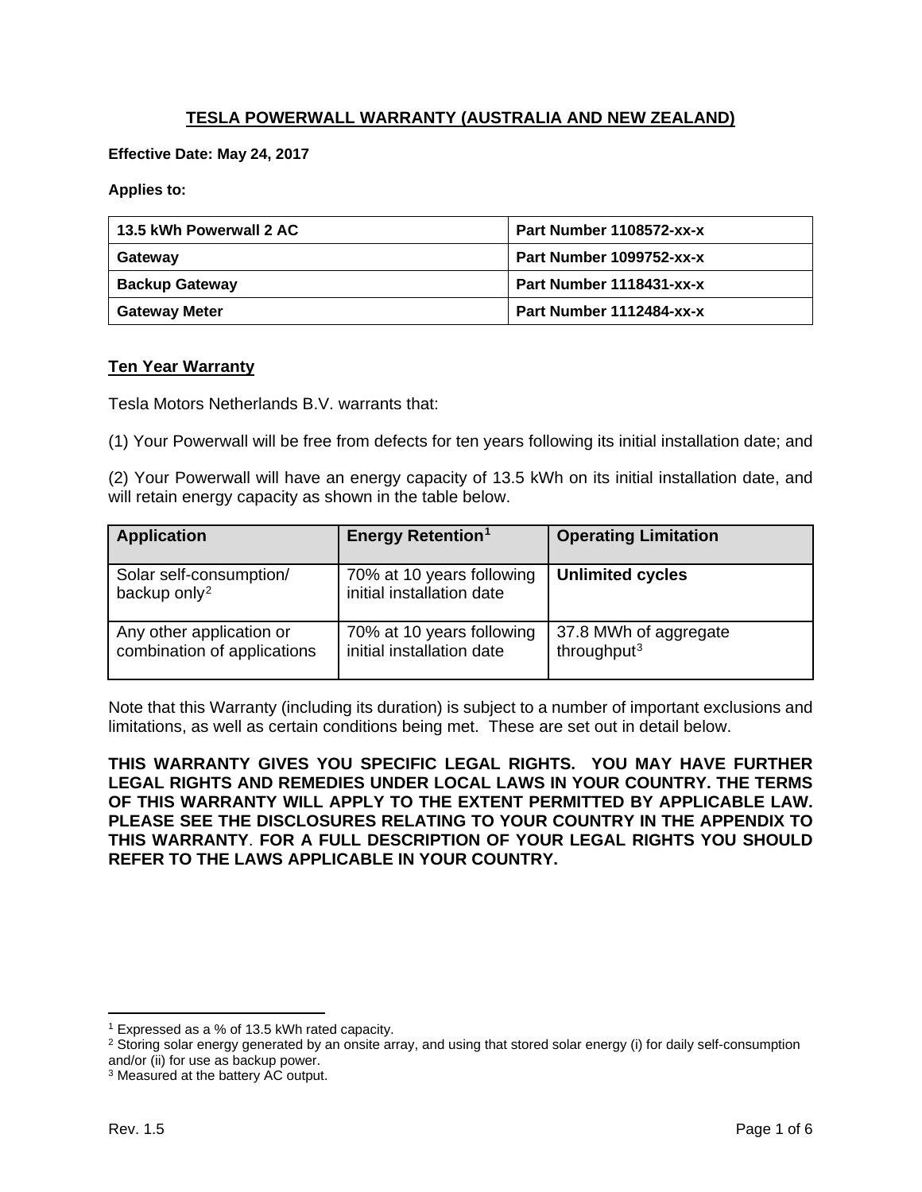# TESLA POWERWALL WARRANTY (AUSTRALIA AND NEW ZEALAND)

**Effective Date: May 24, 2017**

**Applies to:**

| 13.5 kWh Powerwall 2 AC | Part Number 1108572-xx-x |
|---|---|
| **Gateway** | **Part Number 1099752-xx-x** |
| **Backup Gateway** | **Part Number 1118431-xx-x** |
| **Gateway Meter** | **Part Number 1112484-xx-x** |

## Ten Year Warranty

Tesla Motors Netherlands B.V. warrants that:

(1) Your Powerwall will be free from defects for ten years following its initial installation date; and

(2) Your Powerwall will have an energy capacity of 13.5 kWh on its initial installation date, and will retain energy capacity as shown in the table below.

| Application | Energy Retention[1] | Operating Limitation |
|---|---|---|
| Solar self-consumption/ backup only[2] | 70% at 10 years following initial installation date | **Unlimited cycles** |
| Any other application or combination of applications | 70% at 10 years following initial installation date | 37.8 MWh of aggregate throughput[3] |

Note that this Warranty (including its duration) is subject to a number of important exclusions and limitations, as well as certain conditions being met. These are set out in detail below.

**THIS WARRANTY GIVES YOU SPECIFIC LEGAL RIGHTS. YOU MAY HAVE FURTHER LEGAL RIGHTS AND REMEDIES UNDER LOCAL LAWS IN YOUR COUNTRY. THE TERMS OF THIS WARRANTY WILL APPLY TO THE EXTENT PERMITTED BY APPLICABLE LAW. PLEASE SEE THE DISCLOSURES RELATING TO YOUR COUNTRY IN THE APPENDIX TO THIS WARRANTY. FOR A FULL DESCRIPTION OF YOUR LEGAL RIGHTS YOU SHOULD REFER TO THE LAWS APPLICABLE IN YOUR COUNTRY.**

---

[1] Expressed as a % of 13.5 kWh rated capacity.

[2] Storing solar energy generated by an onsite array, and using that stored solar energy (i) for daily self-consumption and/or (ii) for use as backup power.

[3] Measured at the battery AC output.

Rev. 1.5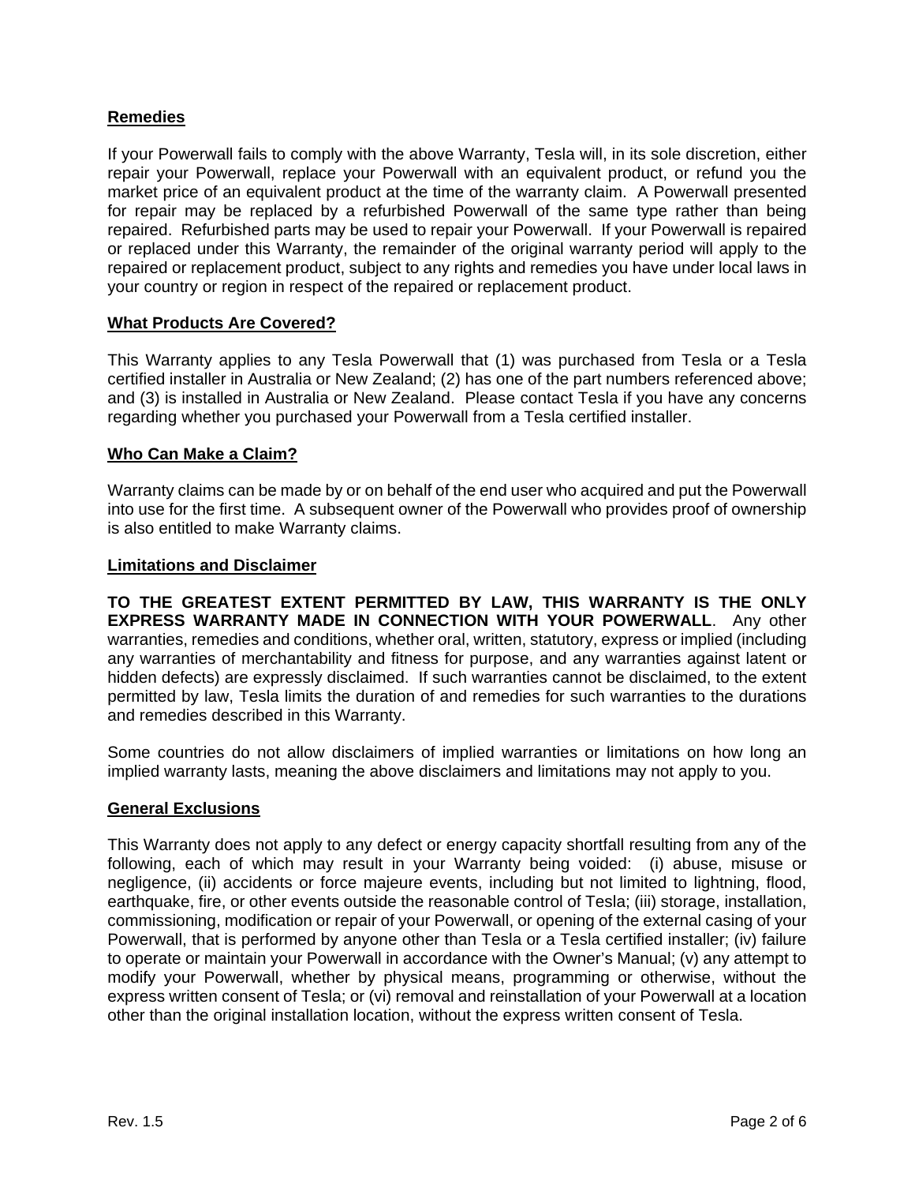## Remedies

If your Powerwall fails to comply with the above Warranty, Tesla will, in its sole discretion, either repair your Powerwall, replace your Powerwall with an equivalent product, or refund you the market price of an equivalent product at the time of the warranty claim. A Powerwall presented for repair may be replaced by a refurbished Powerwall of the same type rather than being repaired. Refurbished parts may be used to repair your Powerwall. If your Powerwall is repaired or replaced under this Warranty, the remainder of the original warranty period will apply to the repaired or replacement product, subject to any rights and remedies you have under local laws in your country or region in respect of the repaired or replacement product.

## What Products Are Covered?

This Warranty applies to any Tesla Powerwall that (1) was purchased from Tesla or a Tesla certified installer in Australia or New Zealand; (2) has one of the part numbers referenced above; and (3) is installed in Australia or New Zealand. Please contact Tesla if you have any concerns regarding whether you purchased your Powerwall from a Tesla certified installer.

## Who Can Make a Claim?

Warranty claims can be made by or on behalf of the end user who acquired and put the Powerwall into use for the first time. A subsequent owner of the Powerwall who provides proof of ownership is also entitled to make Warranty claims.

## Limitations and Disclaimer

**TO THE GREATEST EXTENT PERMITTED BY LAW, THIS WARRANTY IS THE ONLY EXPRESS WARRANTY MADE IN CONNECTION WITH YOUR POWERWALL**. Any other warranties, remedies and conditions, whether oral, written, statutory, express or implied (including any warranties of merchantability and fitness for purpose, and any warranties against latent or hidden defects) are expressly disclaimed. If such warranties cannot be disclaimed, to the extent permitted by law, Tesla limits the duration of and remedies for such warranties to the durations and remedies described in this Warranty.

Some countries do not allow disclaimers of implied warranties or limitations on how long an implied warranty lasts, meaning the above disclaimers and limitations may not apply to you.

## General Exclusions

This Warranty does not apply to any defect or energy capacity shortfall resulting from any of the following, each of which may result in your Warranty being voided: (i) abuse, misuse or negligence, (ii) accidents or force majeure events, including but not limited to lightning, flood, earthquake, fire, or other events outside the reasonable control of Tesla; (iii) storage, installation, commissioning, modification or repair of your Powerwall, or opening of the external casing of your Powerwall, that is performed by anyone other than Tesla or a Tesla certified installer; (iv) failure to operate or maintain your Powerwall in accordance with the Owner's Manual; (v) any attempt to modify your Powerwall, whether by physical means, programming or otherwise, without the express written consent of Tesla; or (vi) removal and reinstallation of your Powerwall at a location other than the original installation location, without the express written consent of Tesla.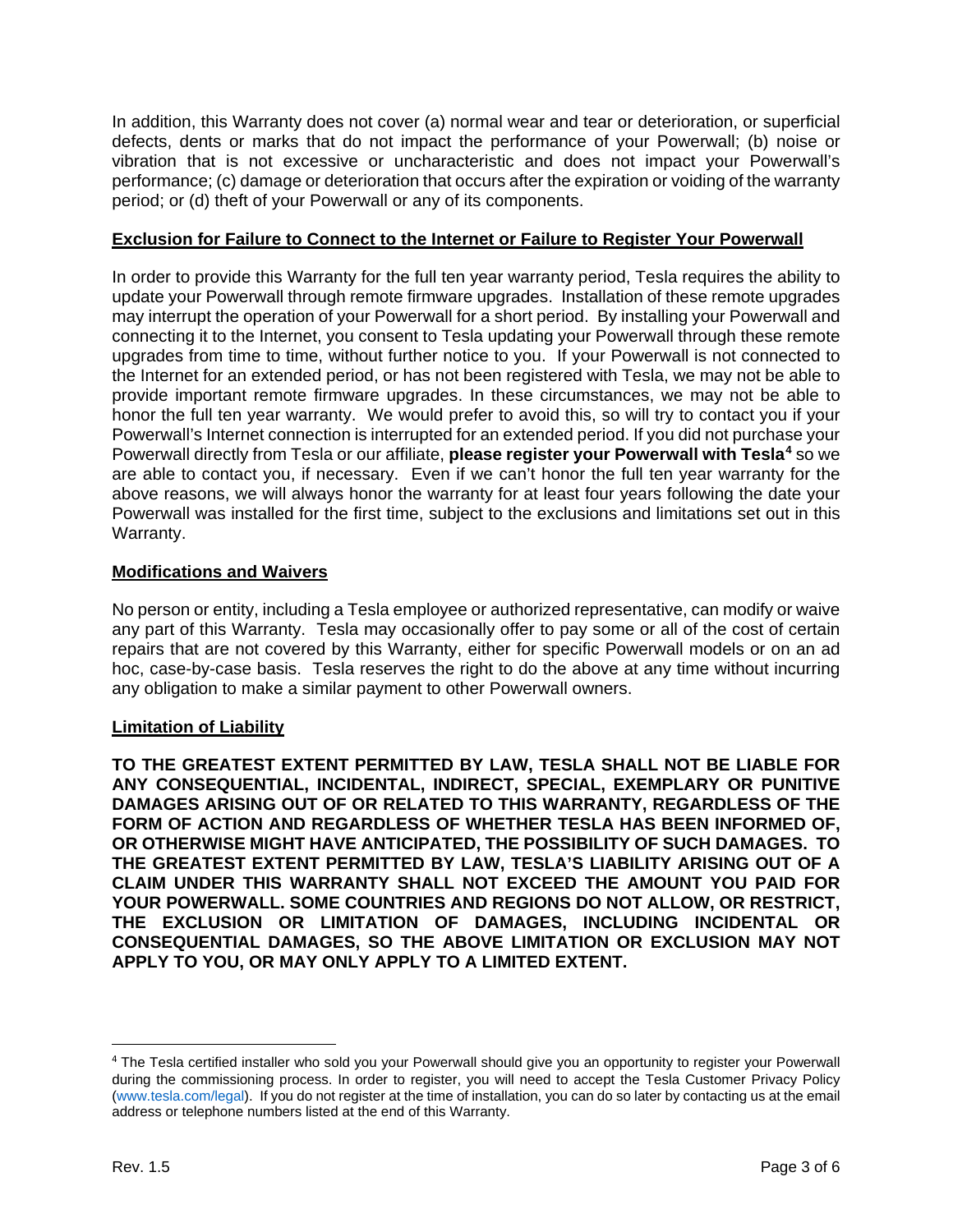In addition, this Warranty does not cover (a) normal wear and tear or deterioration, or superficial defects, dents or marks that do not impact the performance of your Powerwall; (b) noise or vibration that is not excessive or uncharacteristic and does not impact your Powerwall's performance; (c) damage or deterioration that occurs after the expiration or voiding of the warranty period; or (d) theft of your Powerwall or any of its components.

**Exclusion for Failure to Connect to the Internet or Failure to Register Your Powerwall**

In order to provide this Warranty for the full ten year warranty period, Tesla requires the ability to update your Powerwall through remote firmware upgrades. Installation of these remote upgrades may interrupt the operation of your Powerwall for a short period. By installing your Powerwall and connecting it to the Internet, you consent to Tesla updating your Powerwall through these remote upgrades from time to time, without further notice to you. If your Powerwall is not connected to the Internet for an extended period, or has not been registered with Tesla, we may not be able to provide important remote firmware upgrades. In these circumstances, we may not be able to honor the full ten year warranty. We would prefer to avoid this, so will try to contact you if your Powerwall's Internet connection is interrupted for an extended period. If you did not purchase your Powerwall directly from Tesla or our affiliate, **please register your Powerwall with Tesla**[4] so we are able to contact you, if necessary. Even if we can't honor the full ten year warranty for the above reasons, we will always honor the warranty for at least four years following the date your Powerwall was installed for the first time, subject to the exclusions and limitations set out in this Warranty.

**Modifications and Waivers**

No person or entity, including a Tesla employee or authorized representative, can modify or waive any part of this Warranty. Tesla may occasionally offer to pay some or all of the cost of certain repairs that are not covered by this Warranty, either for specific Powerwall models or on an ad hoc, case-by-case basis. Tesla reserves the right to do the above at any time without incurring any obligation to make a similar payment to other Powerwall owners.

**Limitation of Liability**

**TO THE GREATEST EXTENT PERMITTED BY LAW, TESLA SHALL NOT BE LIABLE FOR ANY CONSEQUENTIAL, INCIDENTAL, INDIRECT, SPECIAL, EXEMPLARY OR PUNITIVE DAMAGES ARISING OUT OF OR RELATED TO THIS WARRANTY, REGARDLESS OF THE FORM OF ACTION AND REGARDLESS OF WHETHER TESLA HAS BEEN INFORMED OF, OR OTHERWISE MIGHT HAVE ANTICIPATED, THE POSSIBILITY OF SUCH DAMAGES. TO THE GREATEST EXTENT PERMITTED BY LAW, TESLA'S LIABILITY ARISING OUT OF A CLAIM UNDER THIS WARRANTY SHALL NOT EXCEED THE AMOUNT YOU PAID FOR YOUR POWERWALL. SOME COUNTRIES AND REGIONS DO NOT ALLOW, OR RESTRICT, THE EXCLUSION OR LIMITATION OF DAMAGES, INCLUDING INCIDENTAL OR CONSEQUENTIAL DAMAGES, SO THE ABOVE LIMITATION OR EXCLUSION MAY NOT APPLY TO YOU, OR MAY ONLY APPLY TO A LIMITED EXTENT.**

---

[4] The Tesla certified installer who sold you your Powerwall should give you an opportunity to register your Powerwall during the commissioning process. In order to register, you will need to accept the Tesla Customer Privacy Policy (www.tesla.com/legal). If you do not register at the time of installation, you can do so later by contacting us at the email address or telephone numbers listed at the end of this Warranty.

Rev. 1.5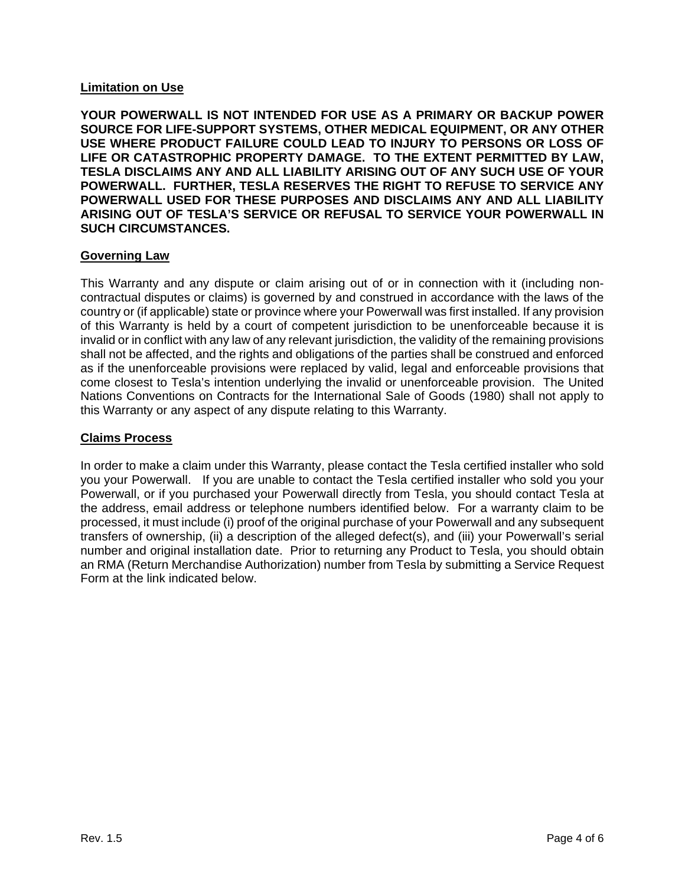## Limitation on Use

**YOUR POWERWALL IS NOT INTENDED FOR USE AS A PRIMARY OR BACKUP POWER SOURCE FOR LIFE-SUPPORT SYSTEMS, OTHER MEDICAL EQUIPMENT, OR ANY OTHER USE WHERE PRODUCT FAILURE COULD LEAD TO INJURY TO PERSONS OR LOSS OF LIFE OR CATASTROPHIC PROPERTY DAMAGE. TO THE EXTENT PERMITTED BY LAW, TESLA DISCLAIMS ANY AND ALL LIABILITY ARISING OUT OF ANY SUCH USE OF YOUR POWERWALL. FURTHER, TESLA RESERVES THE RIGHT TO REFUSE TO SERVICE ANY POWERWALL USED FOR THESE PURPOSES AND DISCLAIMS ANY AND ALL LIABILITY ARISING OUT OF TESLA'S SERVICE OR REFUSAL TO SERVICE YOUR POWERWALL IN SUCH CIRCUMSTANCES.**

## Governing Law

This Warranty and any dispute or claim arising out of or in connection with it (including non-contractual disputes or claims) is governed by and construed in accordance with the laws of the country or (if applicable) state or province where your Powerwall was first installed. If any provision of this Warranty is held by a court of competent jurisdiction to be unenforceable because it is invalid or in conflict with any law of any relevant jurisdiction, the validity of the remaining provisions shall not be affected, and the rights and obligations of the parties shall be construed and enforced as if the unenforceable provisions were replaced by valid, legal and enforceable provisions that come closest to Tesla's intention underlying the invalid or unenforceable provision. The United Nations Conventions on Contracts for the International Sale of Goods (1980) shall not apply to this Warranty or any aspect of any dispute relating to this Warranty.

## Claims Process

In order to make a claim under this Warranty, please contact the Tesla certified installer who sold you your Powerwall. If you are unable to contact the Tesla certified installer who sold you your Powerwall, or if you purchased your Powerwall directly from Tesla, you should contact Tesla at the address, email address or telephone numbers identified below. For a warranty claim to be processed, it must include (i) proof of the original purchase of your Powerwall and any subsequent transfers of ownership, (ii) a description of the alleged defect(s), and (iii) your Powerwall's serial number and original installation date. Prior to returning any Product to Tesla, you should obtain an RMA (Return Merchandise Authorization) number from Tesla by submitting a Service Request Form at the link indicated below.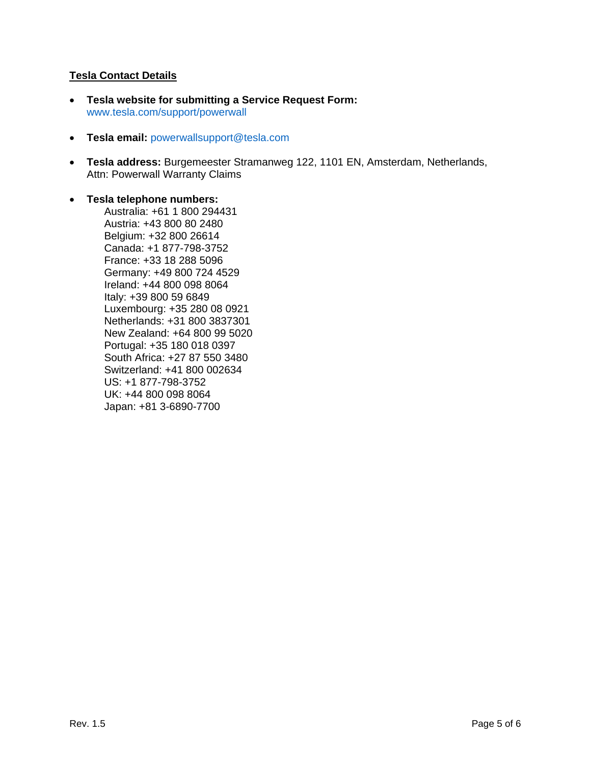## Tesla Contact Details

- **Tesla website for submitting a Service Request Form:** www.tesla.com/support/powerwall

- **Tesla email:** powerwallsupport@tesla.com

- **Tesla address:** Burgemeester Stramanweg 122, 1101 EN, Amsterdam, Netherlands, Attn: Powerwall Warranty Claims

- **Tesla telephone numbers:**
  Australia: +61 1 800 294431
  Austria: +43 800 80 2480
  Belgium: +32 800 26614
  Canada: +1 877-798-3752
  France: +33 18 288 5096
  Germany: +49 800 724 4529
  Ireland: +44 800 098 8064
  Italy: +39 800 59 6849
  Luxembourg: +35 280 08 0921
  Netherlands: +31 800 3837301
  New Zealand: +64 800 99 5020
  Portugal: +35 180 018 0397
  South Africa: +27 87 550 3480
  Switzerland: +41 800 002634
  US: +1 877-798-3752
  UK: +44 800 098 8064
  Japan: +81 3-6890-7700

Rev. 1.5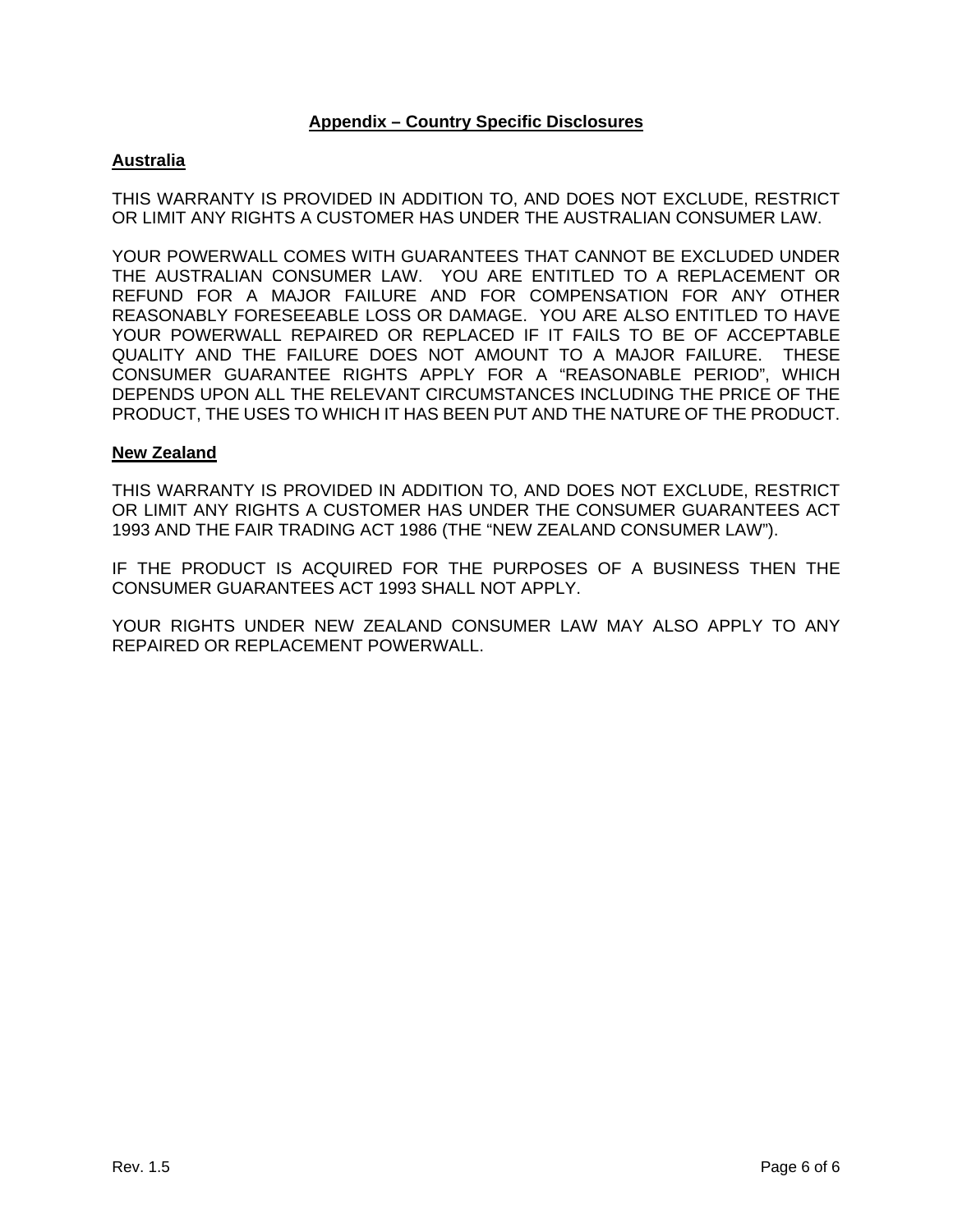## Appendix – Country Specific Disclosures

### Australia

THIS WARRANTY IS PROVIDED IN ADDITION TO, AND DOES NOT EXCLUDE, RESTRICT OR LIMIT ANY RIGHTS A CUSTOMER HAS UNDER THE AUSTRALIAN CONSUMER LAW.

YOUR POWERWALL COMES WITH GUARANTEES THAT CANNOT BE EXCLUDED UNDER THE AUSTRALIAN CONSUMER LAW. YOU ARE ENTITLED TO A REPLACEMENT OR REFUND FOR A MAJOR FAILURE AND FOR COMPENSATION FOR ANY OTHER REASONABLY FORESEEABLE LOSS OR DAMAGE. YOU ARE ALSO ENTITLED TO HAVE YOUR POWERWALL REPAIRED OR REPLACED IF IT FAILS TO BE OF ACCEPTABLE QUALITY AND THE FAILURE DOES NOT AMOUNT TO A MAJOR FAILURE. THESE CONSUMER GUARANTEE RIGHTS APPLY FOR A "REASONABLE PERIOD", WHICH DEPENDS UPON ALL THE RELEVANT CIRCUMSTANCES INCLUDING THE PRICE OF THE PRODUCT, THE USES TO WHICH IT HAS BEEN PUT AND THE NATURE OF THE PRODUCT.

### New Zealand

THIS WARRANTY IS PROVIDED IN ADDITION TO, AND DOES NOT EXCLUDE, RESTRICT OR LIMIT ANY RIGHTS A CUSTOMER HAS UNDER THE CONSUMER GUARANTEES ACT 1993 AND THE FAIR TRADING ACT 1986 (THE "NEW ZEALAND CONSUMER LAW").

IF THE PRODUCT IS ACQUIRED FOR THE PURPOSES OF A BUSINESS THEN THE CONSUMER GUARANTEES ACT 1993 SHALL NOT APPLY.

YOUR RIGHTS UNDER NEW ZEALAND CONSUMER LAW MAY ALSO APPLY TO ANY REPAIRED OR REPLACEMENT POWERWALL.